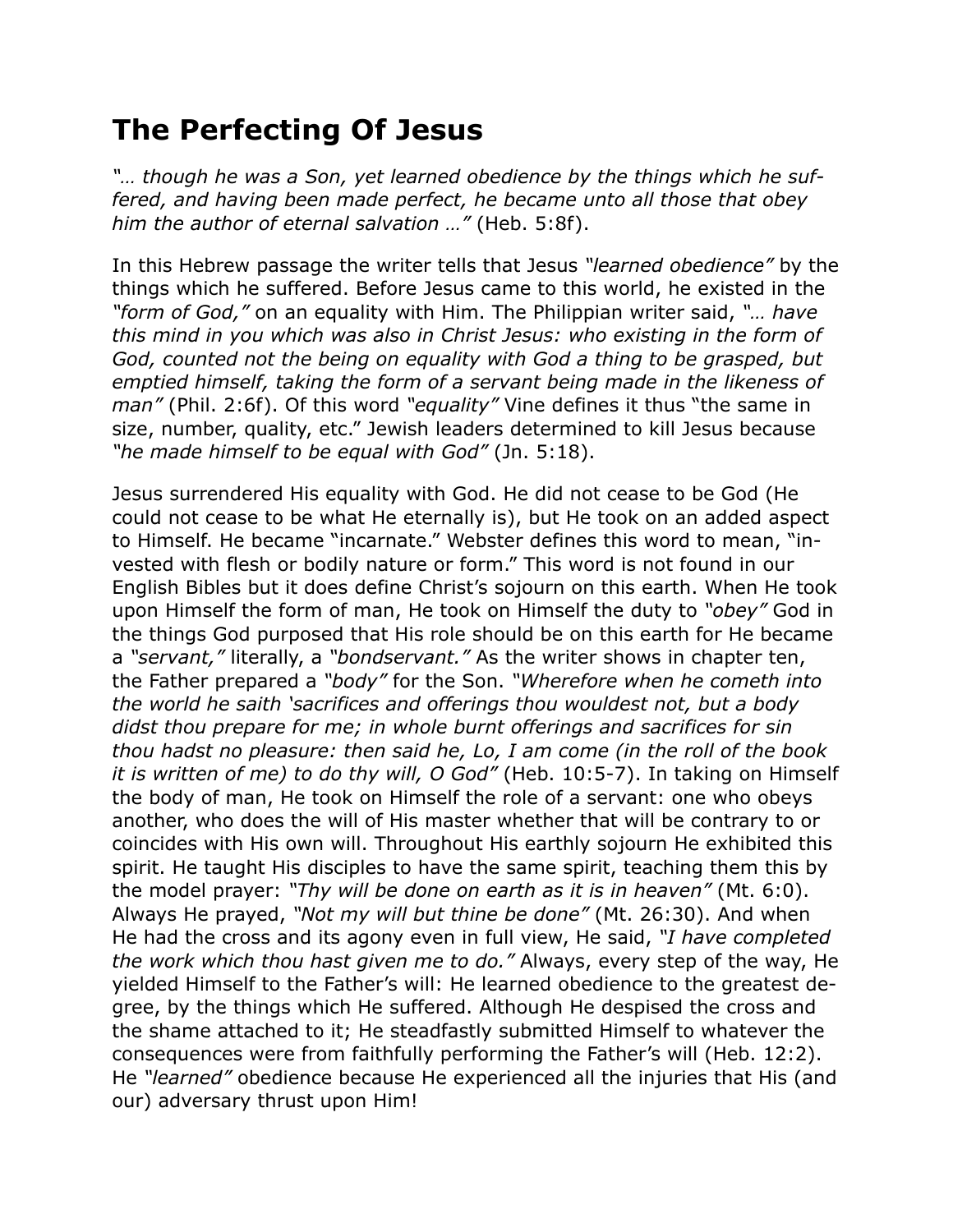# The Perfecting Of Jesus

*"… though he was a Son, yet learned obedience by the things which he suffered, and having been made perfect, he became unto all those that obey him the author of eternal salvation …"* (Heb. 5:8f).

In this Hebrew passage the writer tells that Jesus *"learned obedience"* by the things which he suffered. Before Jesus came to this world, he existed in the *"form of God,"* on an equality with Him. The Philippian writer said, *"… have this mind in you which was also in Christ Jesus: who existing in the form of God, counted not the being on equality with God a thing to be grasped, but emptied himself, taking the form of a servant being made in the likeness of man"* (Phil. 2:6f). Of this word *"equality"* Vine defines it thus "the same in size, number, quality, etc." Jewish leaders determined to kill Jesus because *"he made himself to be equal with God"* (Jn. 5:18).

Jesus surrendered His equality with God. He did not cease to be God (He could not cease to be what He eternally is), but He took on an added aspect to Himself. He became "incarnate." Webster defines this word to mean, "invested with flesh or bodily nature or form." This word is not found in our English Bibles but it does define Christ's sojourn on this earth. When He took upon Himself the form of man, He took on Himself the duty to *"obey"* God in the things God purposed that His role should be on this earth for He became a *"servant,"* literally, a *"bondservant."* As the writer shows in chapter ten, the Father prepared a *"body"* for the Son. *"Wherefore when he cometh into the world he saith 'sacrifices and offerings thou wouldest not, but a body didst thou prepare for me; in whole burnt offerings and sacrifices for sin thou hadst no pleasure: then said he, Lo, I am come (in the roll of the book it is written of me) to do thy will, O God"* (Heb. 10:5-7). In taking on Himself the body of man, He took on Himself the role of a servant: one who obeys another, who does the will of His master whether that will be contrary to or coincides with His own will. Throughout His earthly sojourn He exhibited this spirit. He taught His disciples to have the same spirit, teaching them this by the model prayer: *"Thy will be done on earth as it is in heaven"* (Mt. 6:0). Always He prayed, *"Not my will but thine be done"* (Mt. 26:30). And when He had the cross and its agony even in full view, He said, *"I have completed the work which thou hast given me to do."* Always, every step of the way, He yielded Himself to the Father's will: He learned obedience to the greatest degree, by the things which He suffered. Although He despised the cross and the shame attached to it; He steadfastly submitted Himself to whatever the consequences were from faithfully performing the Father's will (Heb. 12:2). He *"learned"* obedience because He experienced all the injuries that His (and our) adversary thrust upon Him!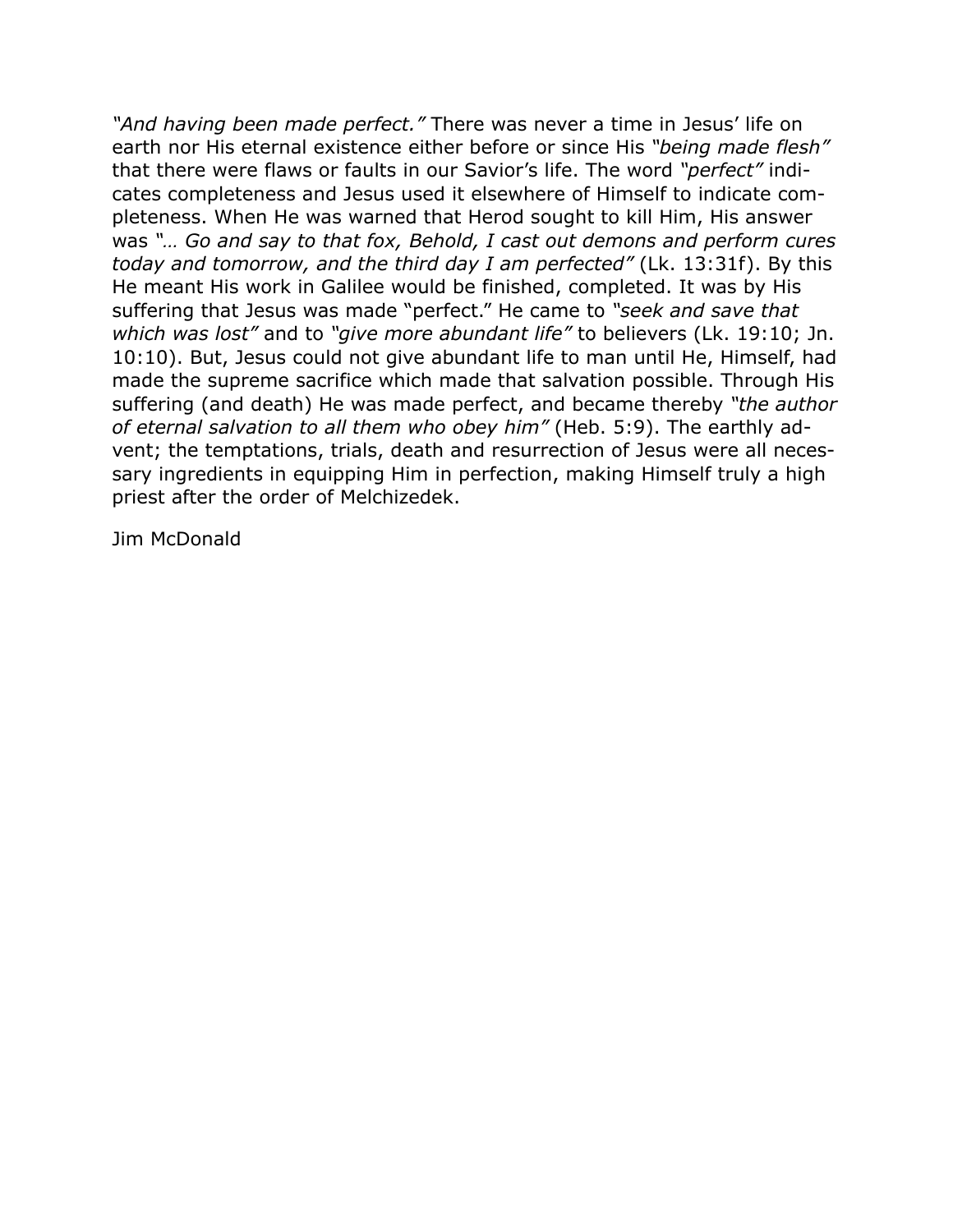*"And having been made perfect."* There was never a time in Jesus' life on earth nor His eternal existence either before or since His *"being made flesh"* that there were flaws or faults in our Savior's life. The word *"perfect"* indicates completeness and Jesus used it elsewhere of Himself to indicate completeness. When He was warned that Herod sought to kill Him, His answer was *"… Go and say to that fox, Behold, I cast out demons and perform cures today and tomorrow, and the third day I am perfected"* (Lk. 13:31f). By this He meant His work in Galilee would be finished, completed. It was by His suffering that Jesus was made "perfect." He came to *"seek and save that which was lost"* and to *"give more abundant life"* to believers (Lk. 19:10; Jn. 10:10). But, Jesus could not give abundant life to man until He, Himself, had made the supreme sacrifice which made that salvation possible. Through His suffering (and death) He was made perfect, and became thereby *"the author of eternal salvation to all them who obey him"* (Heb. 5:9). The earthly advent; the temptations, trials, death and resurrection of Jesus were all necessary ingredients in equipping Him in perfection, making Himself truly a high priest after the order of Melchizedek.

Jim McDonald